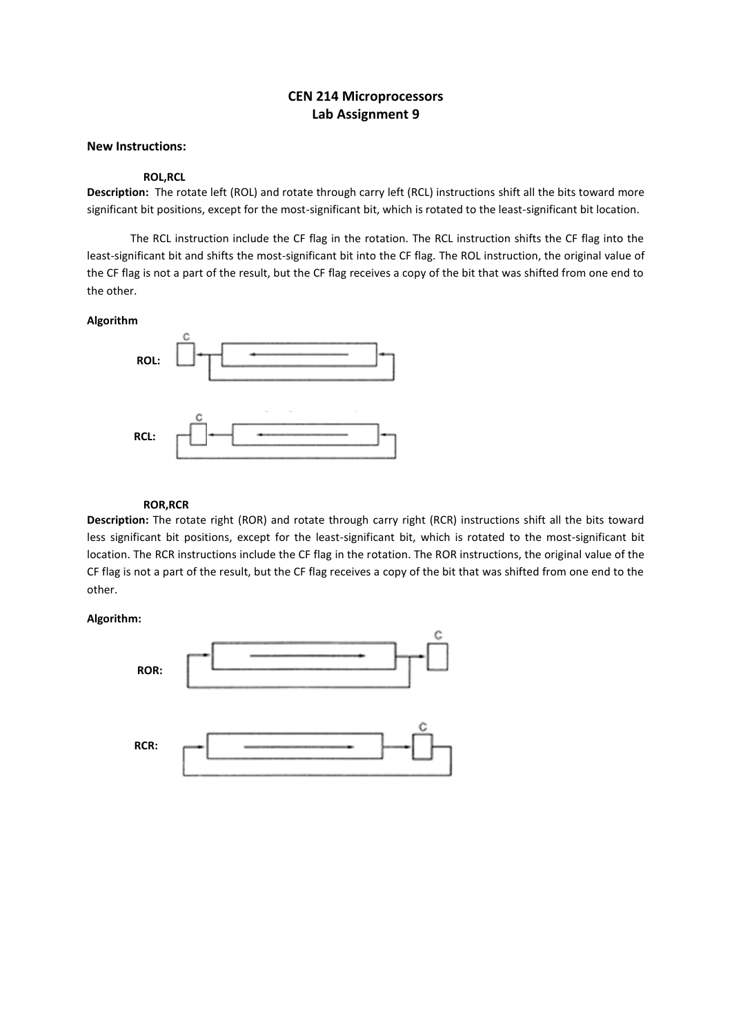# CEN 214 Microprocessors
## Lab Assignment 9

**New Instructions:**

**ROL,RCL**

**Description:** The rotate left (ROL) and rotate through carry left (RCL) instructions shift all the bits toward more significant bit positions, except for the most-significant bit, which is rotated to the least-significant bit location.

The RCL instruction include the CF flag in the rotation. The RCL instruction shifts the CF flag into the least-significant bit and shifts the most-significant bit into the CF flag. The ROL instruction, the original value of the CF flag is not a part of the result, but the CF flag receives a copy of the bit that was shifted from one end to the other.

**Algorithm**

**ROL:**

**RCL:**

**ROR,RCR**

**Description:** The rotate right (ROR) and rotate through carry right (RCR) instructions shift all the bits toward less significant bit positions, except for the least-significant bit, which is rotated to the most-significant bit location. The RCR instructions include the CF flag in the rotation. The ROR instructions, the original value of the CF flag is not a part of the result, but the CF flag receives a copy of the bit that was shifted from one end to the other.

**Algorithm:**

**ROR:**

**RCR:**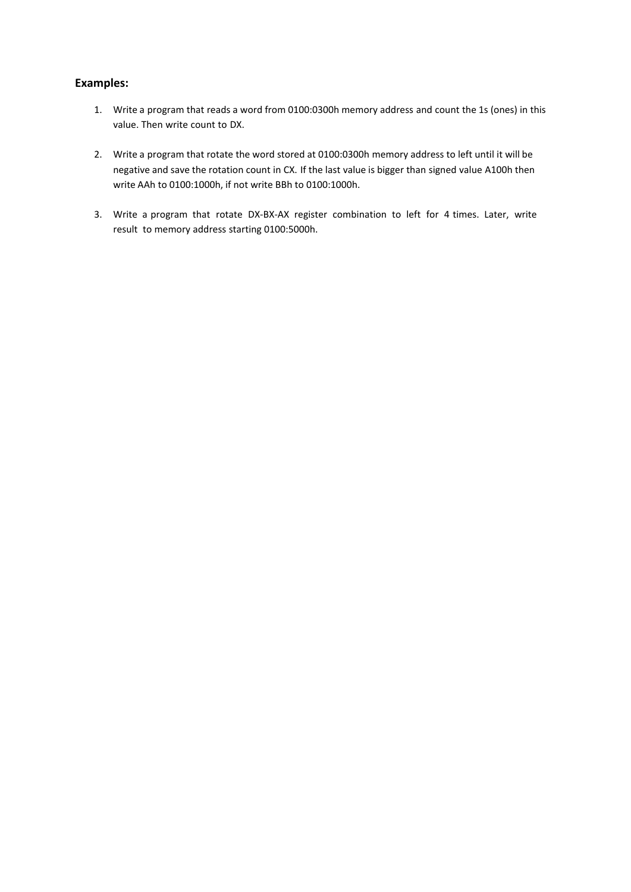### Examples:

1. Write a program that reads a word from 0100:0300h memory address and count the 1s (ones) in this value. Then write count to DX.

2. Write a program that rotate the word stored at 0100:0300h memory address to left until it will be negative and save the rotation count in CX. If the last value is bigger than signed value A100h then write AAh to 0100:1000h, if not write BBh to 0100:1000h.

3. Write a program that rotate DX-BX-AX register combination to left for 4 times. Later, write result to memory address starting 0100:5000h.